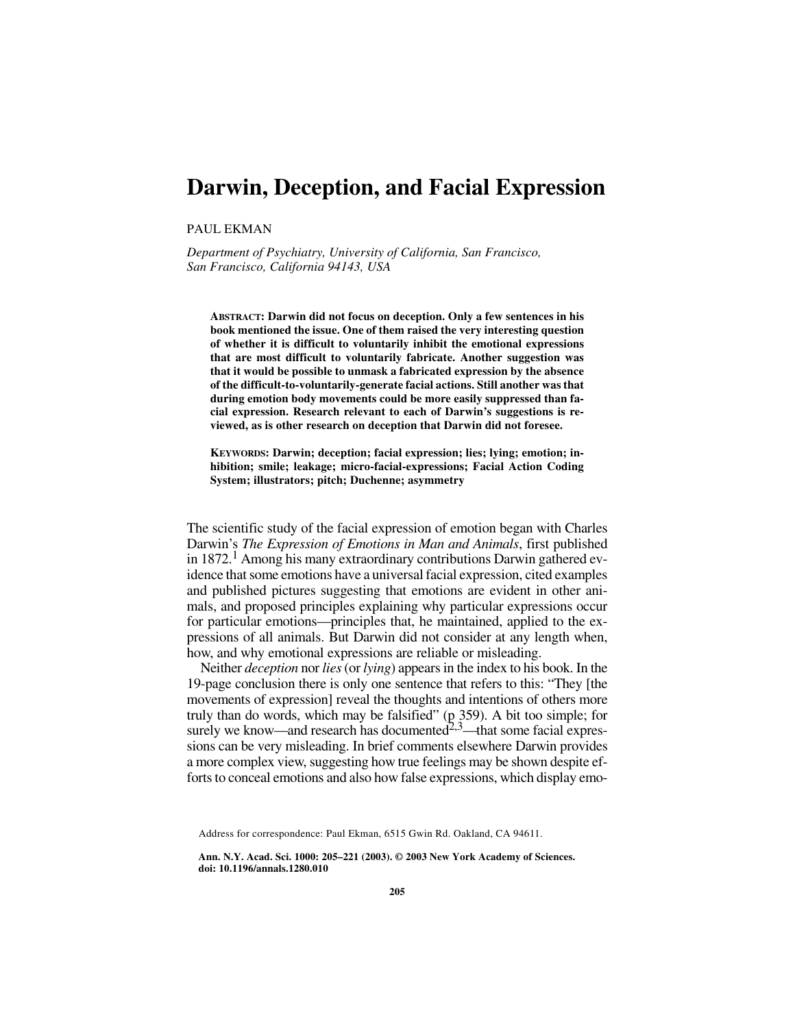# Darwin, Deception, and Facial Expression

PAUL EKMAN

*Department of Psychiatry, University of California, San Francisco, San Francisco, California 94143, USA*

**ABSTRACT: Darwin did not focus on deception. Only a few sentences in his book mentioned the issue. One of them raised the very interesting question of whether it is difficult to voluntarily inhibit the emotional expressions that are most difficult to voluntarily fabricate. Another suggestion was that it would be possible to unmask a fabricated expression by the absence of the difficult-to-voluntarily-generate facial actions. Still another was that during emotion body movements could be more easily suppressed than facial expression. Research relevant to each of Darwin's suggestions is reviewed, as is other research on deception that Darwin did not foresee.**

**KEYWORDS: Darwin; deception; facial expression; lies; lying; emotion; inhibition; smile; leakage; micro-facial-expressions; Facial Action Coding System; illustrators; pitch; Duchenne; asymmetry**

The scientific study of the facial expression of emotion began with Charles Darwin's *The Expression of Emotions in Man and Animals*, first published in 1872.[1] Among his many extraordinary contributions Darwin gathered evidence that some emotions have a universal facial expression, cited examples and published pictures suggesting that emotions are evident in other animals, and proposed principles explaining why particular expressions occur for particular emotions—principles that, he maintained, applied to the expressions of all animals. But Darwin did not consider at any length when, how, and why emotional expressions are reliable or misleading.

Neither *deception* nor *lies* (or *lying*) appears in the index to his book. In the 19-page conclusion there is only one sentence that refers to this: "They [the movements of expression] reveal the thoughts and intentions of others more truly than do words, which may be falsified" (p 359). A bit too simple; for surely we know—and research has documented[2,3]—that some facial expressions can be very misleading. In brief comments elsewhere Darwin provides a more complex view, suggesting how true feelings may be shown despite efforts to conceal emotions and also how false expressions, which display emo-

Address for correspondence: Paul Ekman, 6515 Gwin Rd. Oakland, CA 94611.

**Ann. N.Y. Acad. Sci. 1000: 205–221 (2003). © 2003 New York Academy of Sciences. doi: 10.1196/annals.1280.010**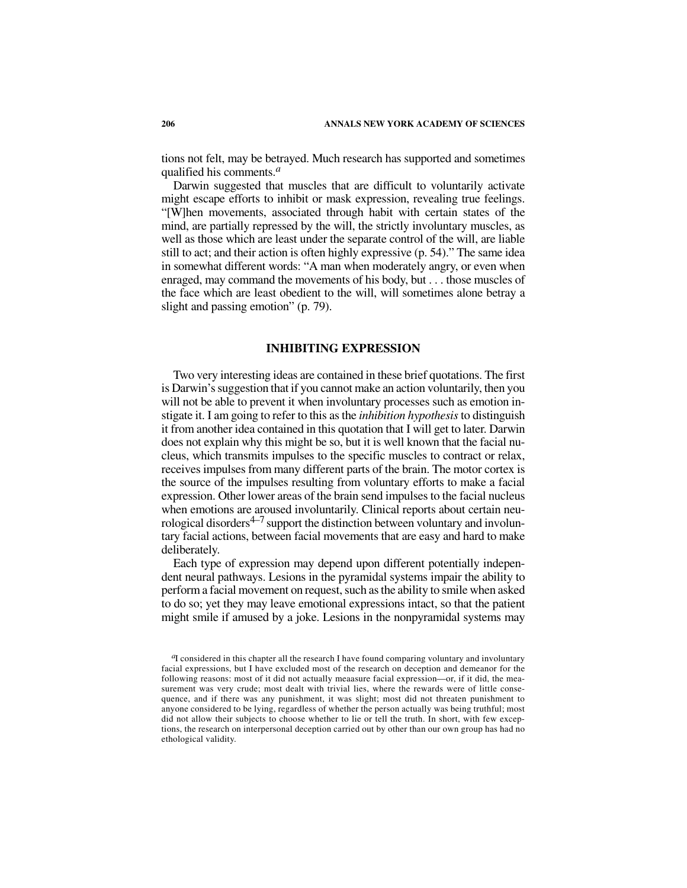tions not felt, may be betrayed. Much research has supported and sometimes qualified his comments.[a]

Darwin suggested that muscles that are difficult to voluntarily activate might escape efforts to inhibit or mask expression, revealing true feelings. "[W]hen movements, associated through habit with certain states of the mind, are partially repressed by the will, the strictly involuntary muscles, as well as those which are least under the separate control of the will, are liable still to act; and their action is often highly expressive (p. 54)." The same idea in somewhat different words: "A man when moderately angry, or even when enraged, may command the movements of his body, but . . . those muscles of the face which are least obedient to the will, will sometimes alone betray a slight and passing emotion" (p. 79).

## INHIBITING EXPRESSION

Two very interesting ideas are contained in these brief quotations. The first is Darwin's suggestion that if you cannot make an action voluntarily, then you will not be able to prevent it when involuntary processes such as emotion instigate it. I am going to refer to this as the *inhibition hypothesis* to distinguish it from another idea contained in this quotation that I will get to later. Darwin does not explain why this might be so, but it is well known that the facial nucleus, which transmits impulses to the specific muscles to contract or relax, receives impulses from many different parts of the brain. The motor cortex is the source of the impulses resulting from voluntary efforts to make a facial expression. Other lower areas of the brain send impulses to the facial nucleus when emotions are aroused involuntarily. Clinical reports about certain neurological disorders[4–7] support the distinction between voluntary and involuntary facial actions, between facial movements that are easy and hard to make deliberately.

Each type of expression may depend upon different potentially independent neural pathways. Lesions in the pyramidal systems impair the ability to perform a facial movement on request, such as the ability to smile when asked to do so; yet they may leave emotional expressions intact, so that the patient might smile if amused by a joke. Lesions in the nonpyramidal systems may

[a]I considered in this chapter all the research I have found comparing voluntary and involuntary facial expressions, but I have excluded most of the research on deception and demeanor for the following reasons: most of it did not actually meaasure facial expression—or, if it did, the measurement was very crude; most dealt with trivial lies, where the rewards were of little consequence, and if there was any punishment, it was slight; most did not threaten punishment to anyone considered to be lying, regardless of whether the person actually was being truthful; most did not allow their subjects to choose whether to lie or tell the truth. In short, with few exceptions, the research on interpersonal deception carried out by other than our own group has had no ethological validity.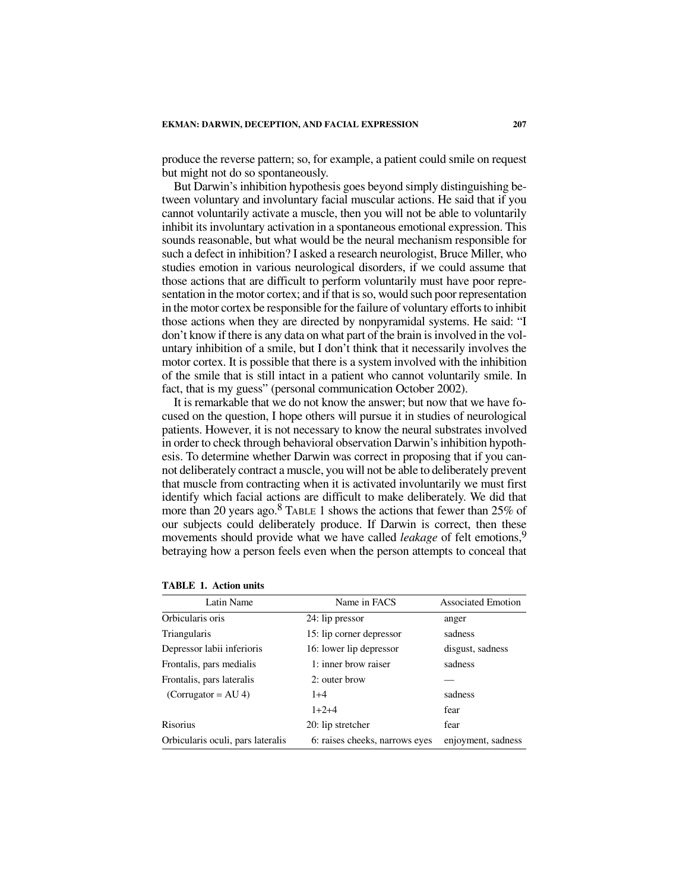produce the reverse pattern; so, for example, a patient could smile on request but might not do so spontaneously.

But Darwin's inhibition hypothesis goes beyond simply distinguishing between voluntary and involuntary facial muscular actions. He said that if you cannot voluntarily activate a muscle, then you will not be able to voluntarily inhibit its involuntary activation in a spontaneous emotional expression. This sounds reasonable, but what would be the neural mechanism responsible for such a defect in inhibition? I asked a research neurologist, Bruce Miller, who studies emotion in various neurological disorders, if we could assume that those actions that are difficult to perform voluntarily must have poor representation in the motor cortex; and if that is so, would such poor representation in the motor cortex be responsible for the failure of voluntary efforts to inhibit those actions when they are directed by nonpyramidal systems. He said: "I don't know if there is any data on what part of the brain is involved in the voluntary inhibition of a smile, but I don't think that it necessarily involves the motor cortex. It is possible that there is a system involved with the inhibition of the smile that is still intact in a patient who cannot voluntarily smile. In fact, that is my guess" (personal communication October 2002).

It is remarkable that we do not know the answer; but now that we have focused on the question, I hope others will pursue it in studies of neurological patients. However, it is not necessary to know the neural substrates involved in order to check through behavioral observation Darwin's inhibition hypothesis. To determine whether Darwin was correct in proposing that if you cannot deliberately contract a muscle, you will not be able to deliberately prevent that muscle from contracting when it is activated involuntarily we must first identify which facial actions are difficult to make deliberately. We did that more than 20 years ago.[8] TABLE 1 shows the actions that fewer than 25% of our subjects could deliberately produce. If Darwin is correct, then these movements should provide what we have called *leakage* of felt emotions,[9] betraying how a person feels even when the person attempts to conceal that

**TABLE 1. Action units**

| Latin Name | Name in FACS | Associated Emotion |
|---|---|---|
| Orbicularis oris | 24: lip pressor | anger |
| Triangularis | 15: lip corner depressor | sadness |
| Depressor labii inferioris | 16: lower lip depressor | disgust, sadness |
| Frontalis, pars medialis | 1: inner brow raiser | sadness |
| Frontalis, pars lateralis | 2: outer brow | — |
| (Corrugator = AU 4) | 1+4 | sadness |
| | 1+2+4 | fear |
| Risorius | 20: lip stretcher | fear |
| Orbicularis oculi, pars lateralis | 6: raises cheeks, narrows eyes | enjoyment, sadness |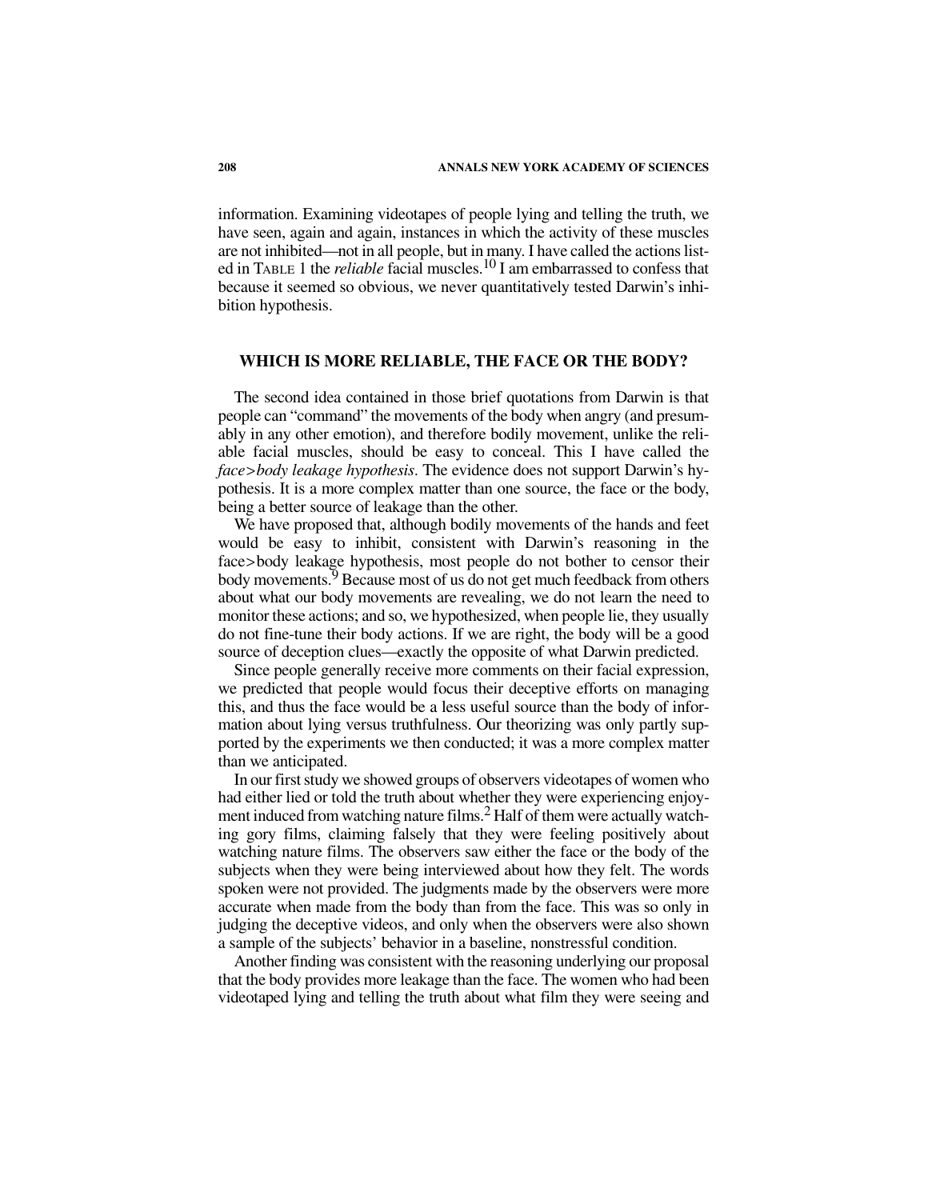information. Examining videotapes of people lying and telling the truth, we have seen, again and again, instances in which the activity of these muscles are not inhibited—not in all people, but in many. I have called the actions listed in TABLE 1 the *reliable* facial muscles.[10] I am embarrassed to confess that because it seemed so obvious, we never quantitatively tested Darwin's inhibition hypothesis.

## WHICH IS MORE RELIABLE, THE FACE OR THE BODY?

The second idea contained in those brief quotations from Darwin is that people can "command" the movements of the body when angry (and presumably in any other emotion), and therefore bodily movement, unlike the reliable facial muscles, should be easy to conceal. This I have called the *face>body leakage hypothesis*. The evidence does not support Darwin's hypothesis. It is a more complex matter than one source, the face or the body, being a better source of leakage than the other.

We have proposed that, although bodily movements of the hands and feet would be easy to inhibit, consistent with Darwin's reasoning in the face>body leakage hypothesis, most people do not bother to censor their body movements.[9] Because most of us do not get much feedback from others about what our body movements are revealing, we do not learn the need to monitor these actions; and so, we hypothesized, when people lie, they usually do not fine-tune their body actions. If we are right, the body will be a good source of deception clues—exactly the opposite of what Darwin predicted.

Since people generally receive more comments on their facial expression, we predicted that people would focus their deceptive efforts on managing this, and thus the face would be a less useful source than the body of information about lying versus truthfulness. Our theorizing was only partly supported by the experiments we then conducted; it was a more complex matter than we anticipated.

In our first study we showed groups of observers videotapes of women who had either lied or told the truth about whether they were experiencing enjoyment induced from watching nature films.[2] Half of them were actually watching gory films, claiming falsely that they were feeling positively about watching nature films. The observers saw either the face or the body of the subjects when they were being interviewed about how they felt. The words spoken were not provided. The judgments made by the observers were more accurate when made from the body than from the face. This was so only in judging the deceptive videos, and only when the observers were also shown a sample of the subjects' behavior in a baseline, nonstressful condition.

Another finding was consistent with the reasoning underlying our proposal that the body provides more leakage than the face. The women who had been videotaped lying and telling the truth about what film they were seeing and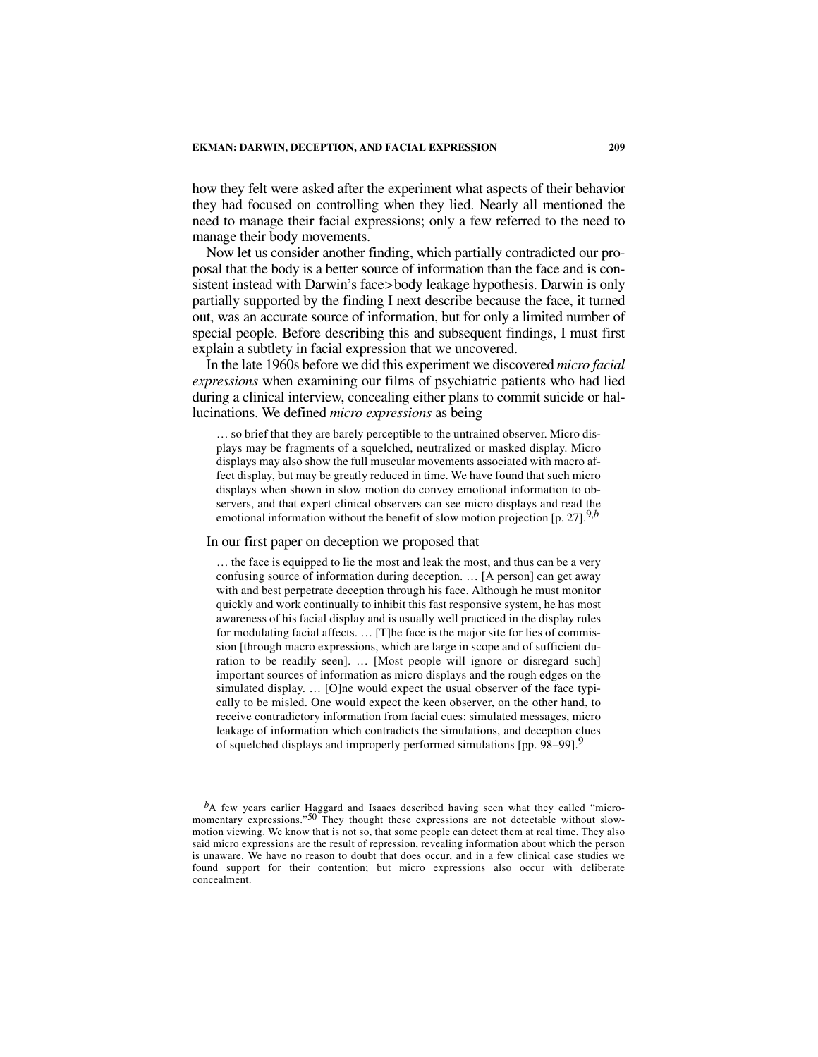how they felt were asked after the experiment what aspects of their behavior they had focused on controlling when they lied. Nearly all mentioned the need to manage their facial expressions; only a few referred to the need to manage their body movements.

Now let us consider another finding, which partially contradicted our proposal that the body is a better source of information than the face and is consistent instead with Darwin's face>body leakage hypothesis. Darwin is only partially supported by the finding I next describe because the face, it turned out, was an accurate source of information, but for only a limited number of special people. Before describing this and subsequent findings, I must first explain a subtlety in facial expression that we uncovered.

In the late 1960s before we did this experiment we discovered *micro facial expressions* when examining our films of psychiatric patients who had lied during a clinical interview, concealing either plans to commit suicide or hallucinations. We defined *micro expressions* as being

> … so brief that they are barely perceptible to the untrained observer. Micro displays may be fragments of a squelched, neutralized or masked display. Micro displays may also show the full muscular movements associated with macro affect display, but may be greatly reduced in time. We have found that such micro displays when shown in slow motion do convey emotional information to observers, and that expert clinical observers can see micro displays and read the emotional information without the benefit of slow motion projection [p. 27].[9,b]

In our first paper on deception we proposed that

> … the face is equipped to lie the most and leak the most, and thus can be a very confusing source of information during deception. … [A person] can get away with and best perpetrate deception through his face. Although he must monitor quickly and work continually to inhibit this fast responsive system, he has most awareness of his facial display and is usually well practiced in the display rules for modulating facial affects. … [T]he face is the major site for lies of commission [through macro expressions, which are large in scope and of sufficient duration to be readily seen]. … [Most people will ignore or disregard such] important sources of information as micro displays and the rough edges on the simulated display. … [O]ne would expect the usual observer of the face typically to be misled. One would expect the keen observer, on the other hand, to receive contradictory information from facial cues: simulated messages, micro leakage of information which contradicts the simulations, and deception clues of squelched displays and improperly performed simulations [pp. 98–99].[9]

[b] A few years earlier Haggard and Isaacs described having seen what they called "micromomentary expressions."[50] They thought these expressions are not detectable without slow-motion viewing. We know that is not so, that some people can detect them at real time. They also said micro expressions are the result of repression, revealing information about which the person is unaware. We have no reason to doubt that does occur, and in a few clinical case studies we found support for their contention; but micro expressions also occur with deliberate concealment.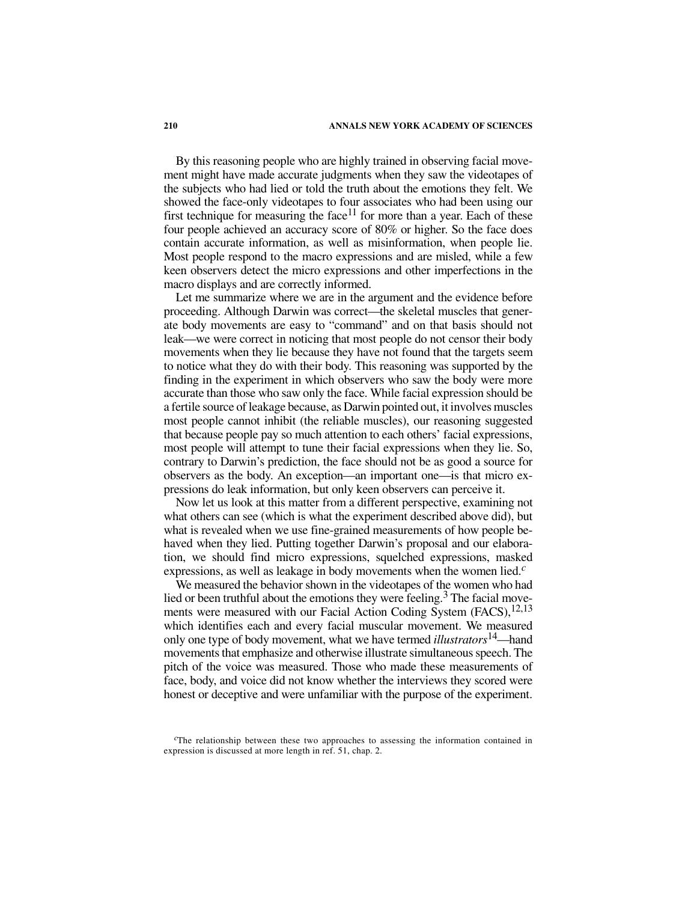By this reasoning people who are highly trained in observing facial movement might have made accurate judgments when they saw the videotapes of the subjects who had lied or told the truth about the emotions they felt. We showed the face-only videotapes to four associates who had been using our first technique for measuring the face[11] for more than a year. Each of these four people achieved an accuracy score of 80% or higher. So the face does contain accurate information, as well as misinformation, when people lie. Most people respond to the macro expressions and are misled, while a few keen observers detect the micro expressions and other imperfections in the macro displays and are correctly informed.

Let me summarize where we are in the argument and the evidence before proceeding. Although Darwin was correct—the skeletal muscles that generate body movements are easy to "command" and on that basis should not leak—we were correct in noticing that most people do not censor their body movements when they lie because they have not found that the targets seem to notice what they do with their body. This reasoning was supported by the finding in the experiment in which observers who saw the body were more accurate than those who saw only the face. While facial expression should be a fertile source of leakage because, as Darwin pointed out, it involves muscles most people cannot inhibit (the reliable muscles), our reasoning suggested that because people pay so much attention to each others' facial expressions, most people will attempt to tune their facial expressions when they lie. So, contrary to Darwin's prediction, the face should not be as good a source for observers as the body. An exception—an important one—is that micro expressions do leak information, but only keen observers can perceive it.

Now let us look at this matter from a different perspective, examining not what others can see (which is what the experiment described above did), but what is revealed when we use fine-grained measurements of how people behaved when they lied. Putting together Darwin's proposal and our elaboration, we should find micro expressions, squelched expressions, masked expressions, as well as leakage in body movements when the women lied.[c]

We measured the behavior shown in the videotapes of the women who had lied or been truthful about the emotions they were feeling.[3] The facial movements were measured with our Facial Action Coding System (FACS),[12,13] which identifies each and every facial muscular movement. We measured only one type of body movement, what we have termed *illustrators*[14]—hand movements that emphasize and otherwise illustrate simultaneous speech. The pitch of the voice was measured. Those who made these measurements of face, body, and voice did not know whether the interviews they scored were honest or deceptive and were unfamiliar with the purpose of the experiment.

[c]The relationship between these two approaches to assessing the information contained in expression is discussed at more length in ref. 51, chap. 2.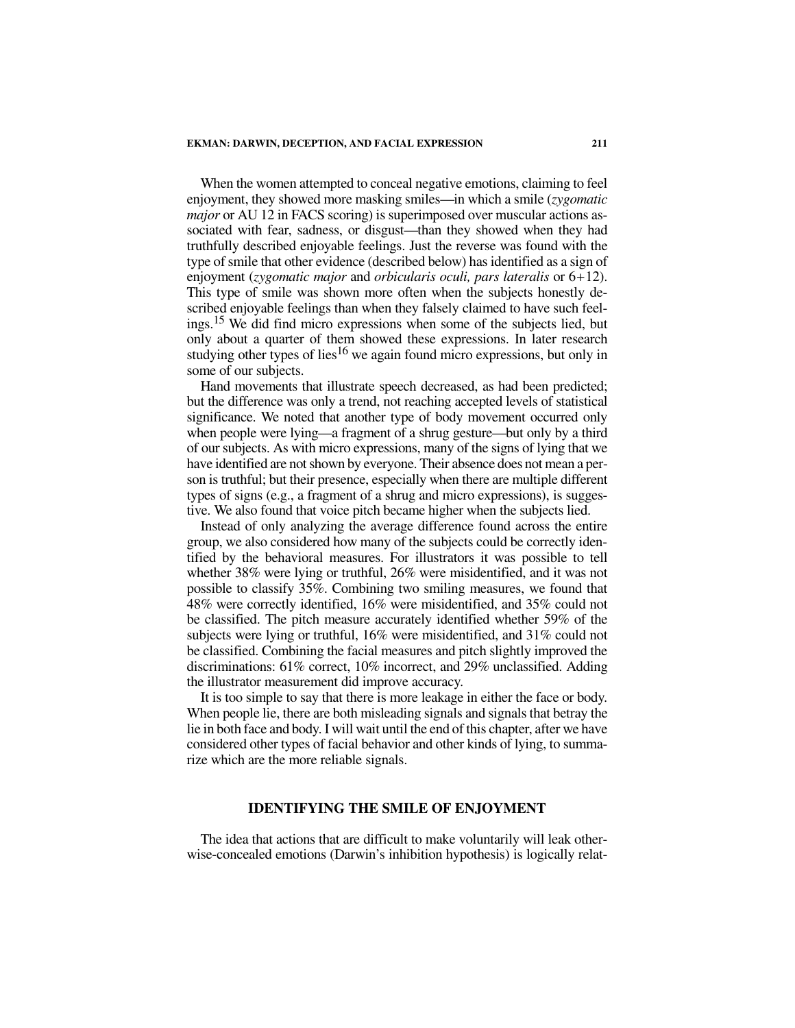When the women attempted to conceal negative emotions, claiming to feel enjoyment, they showed more masking smiles—in which a smile (*zygomatic major* or AU 12 in FACS scoring) is superimposed over muscular actions associated with fear, sadness, or disgust—than they showed when they had truthfully described enjoyable feelings. Just the reverse was found with the type of smile that other evidence (described below) has identified as a sign of enjoyment (*zygomatic major* and *orbicularis oculi, pars lateralis* or 6+12). This type of smile was shown more often when the subjects honestly described enjoyable feelings than when they falsely claimed to have such feelings.[15] We did find micro expressions when some of the subjects lied, but only about a quarter of them showed these expressions. In later research studying other types of lies[16] we again found micro expressions, but only in some of our subjects.

Hand movements that illustrate speech decreased, as had been predicted; but the difference was only a trend, not reaching accepted levels of statistical significance. We noted that another type of body movement occurred only when people were lying—a fragment of a shrug gesture—but only by a third of our subjects. As with micro expressions, many of the signs of lying that we have identified are not shown by everyone. Their absence does not mean a person is truthful; but their presence, especially when there are multiple different types of signs (e.g., a fragment of a shrug and micro expressions), is suggestive. We also found that voice pitch became higher when the subjects lied.

Instead of only analyzing the average difference found across the entire group, we also considered how many of the subjects could be correctly identified by the behavioral measures. For illustrators it was possible to tell whether 38% were lying or truthful, 26% were misidentified, and it was not possible to classify 35%. Combining two smiling measures, we found that 48% were correctly identified, 16% were misidentified, and 35% could not be classified. The pitch measure accurately identified whether 59% of the subjects were lying or truthful, 16% were misidentified, and 31% could not be classified. Combining the facial measures and pitch slightly improved the discriminations: 61% correct, 10% incorrect, and 29% unclassified. Adding the illustrator measurement did improve accuracy.

It is too simple to say that there is more leakage in either the face or body. When people lie, there are both misleading signals and signals that betray the lie in both face and body. I will wait until the end of this chapter, after we have considered other types of facial behavior and other kinds of lying, to summarize which are the more reliable signals.

## IDENTIFYING THE SMILE OF ENJOYMENT

The idea that actions that are difficult to make voluntarily will leak otherwise-concealed emotions (Darwin's inhibition hypothesis) is logically relat-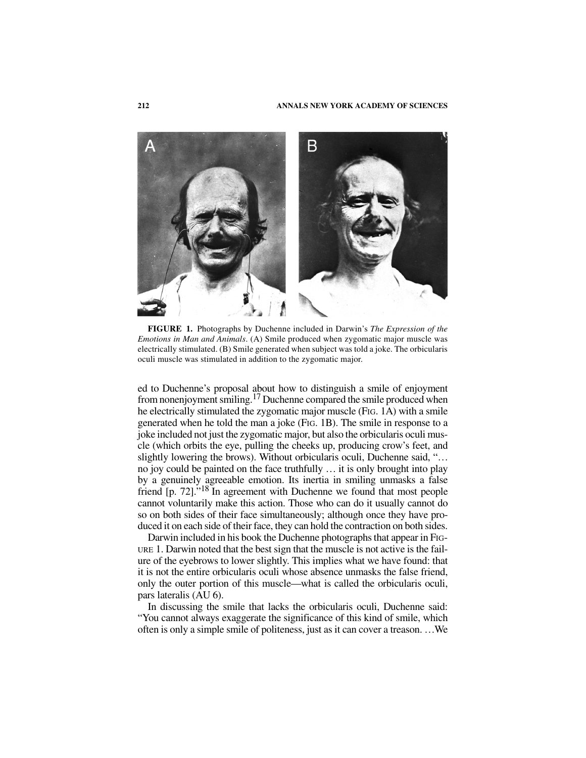**FIGURE 1.** Photographs by Duchenne included in Darwin's *The Expression of the Emotions in Man and Animals*. (A) Smile produced when zygomatic major muscle was electrically stimulated. (B) Smile generated when subject was told a joke. The orbicularis oculi muscle was stimulated in addition to the zygomatic major.

ed to Duchenne's proposal about how to distinguish a smile of enjoyment from nonenjoyment smiling.[17] Duchenne compared the smile produced when he electrically stimulated the zygomatic major muscle (FIG. 1A) with a smile generated when he told the man a joke (FIG. 1B). The smile in response to a joke included not just the zygomatic major, but also the orbicularis oculi muscle (which orbits the eye, pulling the cheeks up, producing crow's feet, and slightly lowering the brows). Without orbicularis oculi, Duchenne said, "… no joy could be painted on the face truthfully … it is only brought into play by a genuinely agreeable emotion. Its inertia in smiling unmasks a false friend [p. 72]."[18] In agreement with Duchenne we found that most people cannot voluntarily make this action. Those who can do it usually cannot do so on both sides of their face simultaneously; although once they have produced it on each side of their face, they can hold the contraction on both sides.

Darwin included in his book the Duchenne photographs that appear in FIGURE 1. Darwin noted that the best sign that the muscle is not active is the failure of the eyebrows to lower slightly. This implies what we have found: that it is not the entire orbicularis oculi whose absence unmasks the false friend, only the outer portion of this muscle—what is called the orbicularis oculi, pars lateralis (AU 6).

In discussing the smile that lacks the orbicularis oculi, Duchenne said: "You cannot always exaggerate the significance of this kind of smile, which often is only a simple smile of politeness, just as it can cover a treason. …We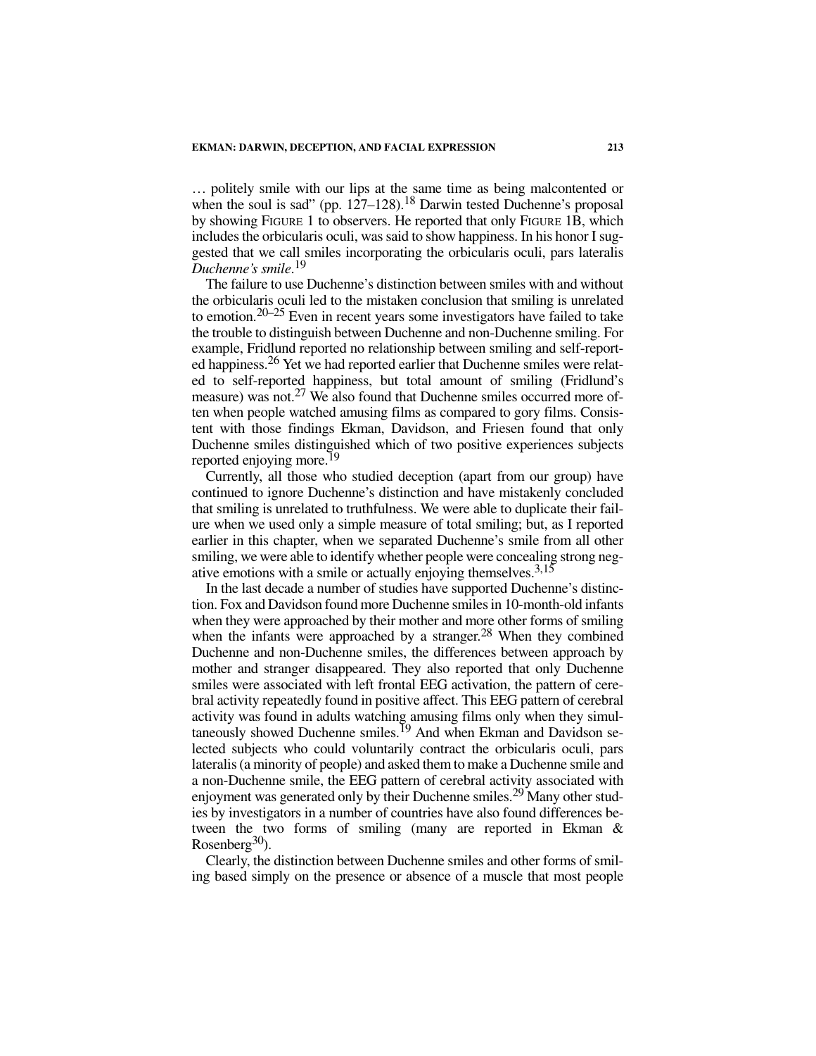… politely smile with our lips at the same time as being malcontented or when the soul is sad" (pp. 127–128).[18] Darwin tested Duchenne's proposal by showing FIGURE 1 to observers. He reported that only FIGURE 1B, which includes the orbicularis oculi, was said to show happiness. In his honor I suggested that we call smiles incorporating the orbicularis oculi, pars lateralis *Duchenne's smile*.[19]

The failure to use Duchenne's distinction between smiles with and without the orbicularis oculi led to the mistaken conclusion that smiling is unrelated to emotion.[20–25] Even in recent years some investigators have failed to take the trouble to distinguish between Duchenne and non-Duchenne smiling. For example, Fridlund reported no relationship between smiling and self-reported happiness.[26] Yet we had reported earlier that Duchenne smiles were related to self-reported happiness, but total amount of smiling (Fridlund's measure) was not.[27] We also found that Duchenne smiles occurred more often when people watched amusing films as compared to gory films. Consistent with those findings Ekman, Davidson, and Friesen found that only Duchenne smiles distinguished which of two positive experiences subjects reported enjoying more.[19]

Currently, all those who studied deception (apart from our group) have continued to ignore Duchenne's distinction and have mistakenly concluded that smiling is unrelated to truthfulness. We were able to duplicate their failure when we used only a simple measure of total smiling; but, as I reported earlier in this chapter, when we separated Duchenne's smile from all other smiling, we were able to identify whether people were concealing strong negative emotions with a smile or actually enjoying themselves.[3,15]

In the last decade a number of studies have supported Duchenne's distinction. Fox and Davidson found more Duchenne smiles in 10-month-old infants when they were approached by their mother and more other forms of smiling when the infants were approached by a stranger.[28] When they combined Duchenne and non-Duchenne smiles, the differences between approach by mother and stranger disappeared. They also reported that only Duchenne smiles were associated with left frontal EEG activation, the pattern of cerebral activity repeatedly found in positive affect. This EEG pattern of cerebral activity was found in adults watching amusing films only when they simultaneously showed Duchenne smiles.[19] And when Ekman and Davidson selected subjects who could voluntarily contract the orbicularis oculi, pars lateralis (a minority of people) and asked them to make a Duchenne smile and a non-Duchenne smile, the EEG pattern of cerebral activity associated with enjoyment was generated only by their Duchenne smiles.[29] Many other studies by investigators in a number of countries have also found differences between the two forms of smiling (many are reported in Ekman & Rosenberg[30]).

Clearly, the distinction between Duchenne smiles and other forms of smiling based simply on the presence or absence of a muscle that most people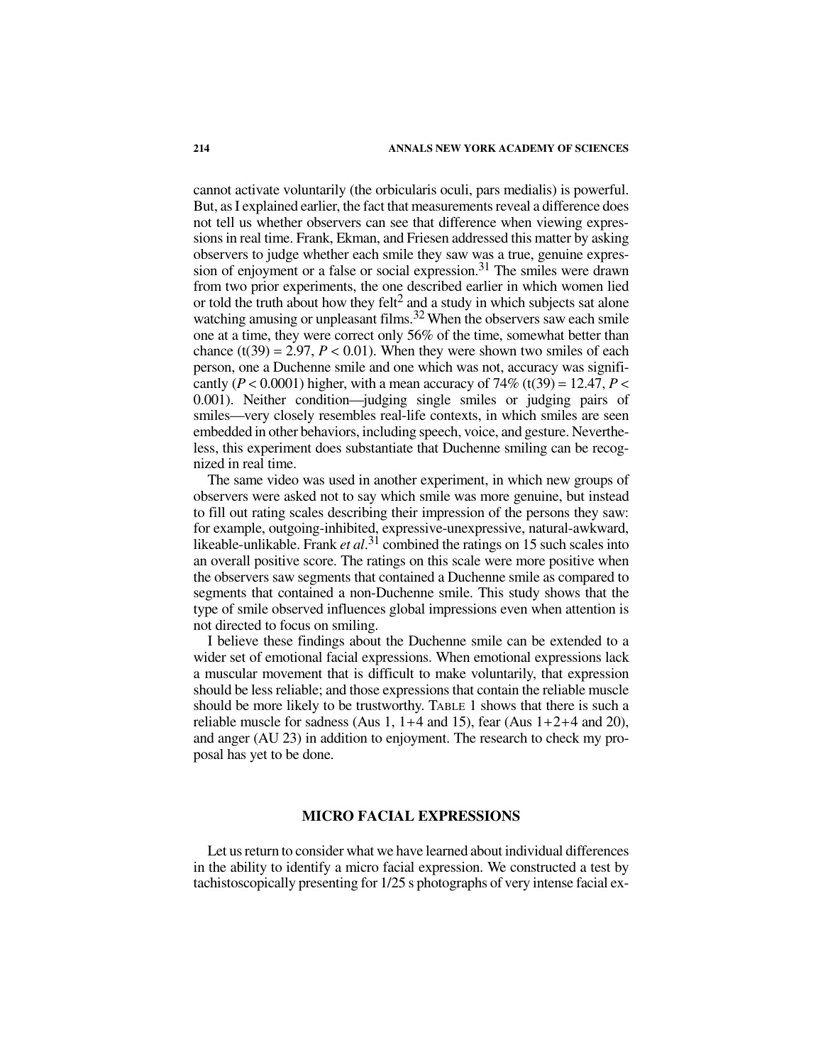cannot activate voluntarily (the orbicularis oculi, pars medialis) is powerful. But, as I explained earlier, the fact that measurements reveal a difference does not tell us whether observers can see that difference when viewing expressions in real time. Frank, Ekman, and Friesen addressed this matter by asking observers to judge whether each smile they saw was a true, genuine expression of enjoyment or a false or social expression.[31] The smiles were drawn from two prior experiments, the one described earlier in which women lied or told the truth about how they felt[2] and a study in which subjects sat alone watching amusing or unpleasant films.[32] When the observers saw each smile one at a time, they were correct only 56% of the time, somewhat better than chance ($t(39) = 2.97$, $P < 0.01$). When they were shown two smiles of each person, one a Duchenne smile and one which was not, accuracy was significantly ($P < 0.0001$) higher, with a mean accuracy of 74% ($t(39) = 12.47$, $P < 0.001$). Neither condition—judging single smiles or judging pairs of smiles—very closely resembles real-life contexts, in which smiles are seen embedded in other behaviors, including speech, voice, and gesture. Nevertheless, this experiment does substantiate that Duchenne smiling can be recognized in real time.

The same video was used in another experiment, in which new groups of observers were asked not to say which smile was more genuine, but instead to fill out rating scales describing their impression of the persons they saw: for example, outgoing-inhibited, expressive-unexpressive, natural-awkward, likeable-unlikable. Frank *et al*.[31] combined the ratings on 15 such scales into an overall positive score. The ratings on this scale were more positive when the observers saw segments that contained a Duchenne smile as compared to segments that contained a non-Duchenne smile. This study shows that the type of smile observed influences global impressions even when attention is not directed to focus on smiling.

I believe these findings about the Duchenne smile can be extended to a wider set of emotional facial expressions. When emotional expressions lack a muscular movement that is difficult to make voluntarily, that expression should be less reliable; and those expressions that contain the reliable muscle should be more likely to be trustworthy. TABLE 1 shows that there is such a reliable muscle for sadness (Aus 1, 1+4 and 15), fear (Aus 1+2+4 and 20), and anger (AU 23) in addition to enjoyment. The research to check my proposal has yet to be done.

## MICRO FACIAL EXPRESSIONS

Let us return to consider what we have learned about individual differences in the ability to identify a micro facial expression. We constructed a test by tachistoscopically presenting for 1/25 s photographs of very intense facial ex-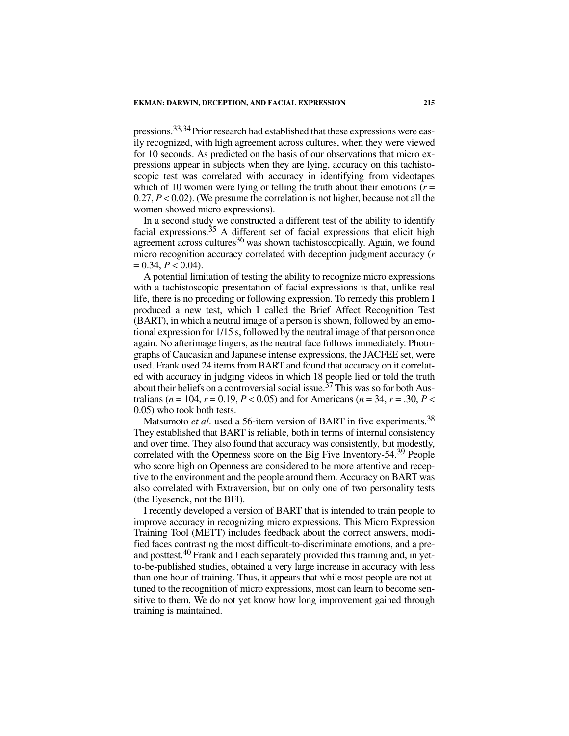pressions.[33,34] Prior research had established that these expressions were easily recognized, with high agreement across cultures, when they were viewed for 10 seconds. As predicted on the basis of our observations that micro expressions appear in subjects when they are lying, accuracy on this tachistoscopic test was correlated with accuracy in identifying from videotapes which of 10 women were lying or telling the truth about their emotions ($r = 0.27$, $P < 0.02$). (We presume the correlation is not higher, because not all the women showed micro expressions).

In a second study we constructed a different test of the ability to identify facial expressions.[35] A different set of facial expressions that elicit high agreement across cultures[36] was shown tachistoscopically. Again, we found micro recognition accuracy correlated with deception judgment accuracy ($r = 0.34$, $P < 0.04$).

A potential limitation of testing the ability to recognize micro expressions with a tachistoscopic presentation of facial expressions is that, unlike real life, there is no preceding or following expression. To remedy this problem I produced a new test, which I called the Brief Affect Recognition Test (BART), in which a neutral image of a person is shown, followed by an emotional expression for 1/15 s, followed by the neutral image of that person once again. No afterimage lingers, as the neutral face follows immediately. Photographs of Caucasian and Japanese intense expressions, the JACFEE set, were used. Frank used 24 items from BART and found that accuracy on it correlated with accuracy in judging videos in which 18 people lied or told the truth about their beliefs on a controversial social issue.[37] This was so for both Australians ($n = 104$, $r = 0.19$, $P < 0.05$) and for Americans ($n = 34$, $r = .30$, $P < 0.05$) who took both tests.

Matsumoto *et al*. used a 56-item version of BART in five experiments.[38] They established that BART is reliable, both in terms of internal consistency and over time. They also found that accuracy was consistently, but modestly, correlated with the Openness score on the Big Five Inventory-54.[39] People who score high on Openness are considered to be more attentive and receptive to the environment and the people around them. Accuracy on BART was also correlated with Extraversion, but on only one of two personality tests (the Eyesenck, not the BFI).

I recently developed a version of BART that is intended to train people to improve accuracy in recognizing micro expressions. This Micro Expression Training Tool (METT) includes feedback about the correct answers, modified faces contrasting the most difficult-to-discriminate emotions, and a pre- and posttest.[40] Frank and I each separately provided this training and, in yet-to-be-published studies, obtained a very large increase in accuracy with less than one hour of training. Thus, it appears that while most people are not attuned to the recognition of micro expressions, most can learn to become sensitive to them. We do not yet know how long improvement gained through training is maintained.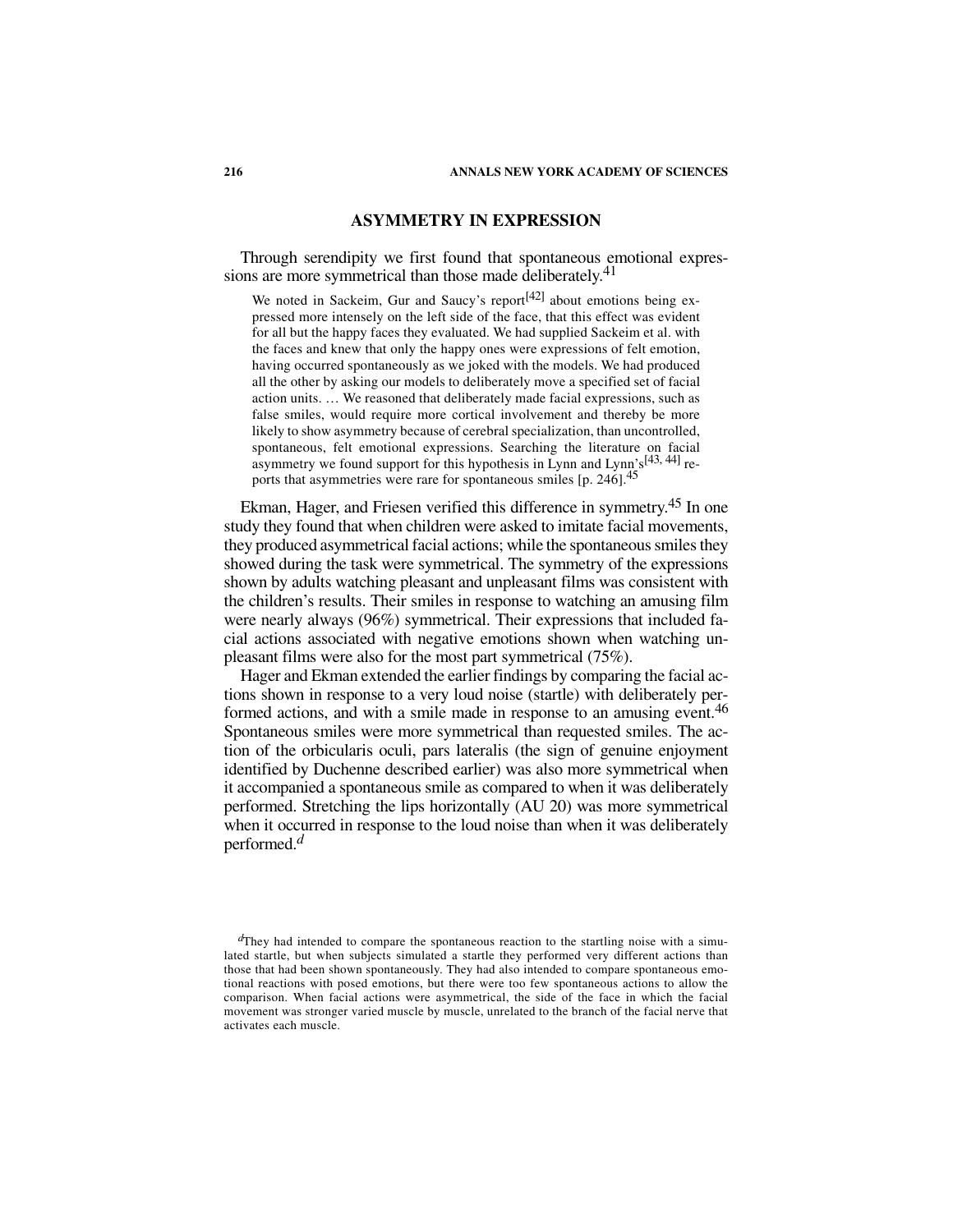## ASYMMETRY IN EXPRESSION

Through serendipity we first found that spontaneous emotional expressions are more symmetrical than those made deliberately.[41]

> We noted in Sackeim, Gur and Saucy's report[42] about emotions being expressed more intensely on the left side of the face, that this effect was evident for all but the happy faces they evaluated. We had supplied Sackeim et al. with the faces and knew that only the happy ones were expressions of felt emotion, having occurred spontaneously as we joked with the models. We had produced all the other by asking our models to deliberately move a specified set of facial action units. … We reasoned that deliberately made facial expressions, such as false smiles, would require more cortical involvement and thereby be more likely to show asymmetry because of cerebral specialization, than uncontrolled, spontaneous, felt emotional expressions. Searching the literature on facial asymmetry we found support for this hypothesis in Lynn and Lynn's[43, 44] reports that asymmetries were rare for spontaneous smiles [p. 246].[45]

Ekman, Hager, and Friesen verified this difference in symmetry.[45] In one study they found that when children were asked to imitate facial movements, they produced asymmetrical facial actions; while the spontaneous smiles they showed during the task were symmetrical. The symmetry of the expressions shown by adults watching pleasant and unpleasant films was consistent with the children's results. Their smiles in response to watching an amusing film were nearly always (96%) symmetrical. Their expressions that included facial actions associated with negative emotions shown when watching unpleasant films were also for the most part symmetrical (75%).

Hager and Ekman extended the earlier findings by comparing the facial actions shown in response to a very loud noise (startle) with deliberately performed actions, and with a smile made in response to an amusing event.[46] Spontaneous smiles were more symmetrical than requested smiles. The action of the orbicularis oculi, pars lateralis (the sign of genuine enjoyment identified by Duchenne described earlier) was also more symmetrical when it accompanied a spontaneous smile as compared to when it was deliberately performed. Stretching the lips horizontally (AU 20) was more symmetrical when it occurred in response to the loud noise than when it was deliberately performed.[d]

[d] They had intended to compare the spontaneous reaction to the startling noise with a simulated startle, but when subjects simulated a startle they performed very different actions than those that had been shown spontaneously. They had also intended to compare spontaneous emotional reactions with posed emotions, but there were too few spontaneous actions to allow the comparison. When facial actions were asymmetrical, the side of the face in which the facial movement was stronger varied muscle by muscle, unrelated to the branch of the facial nerve that activates each muscle.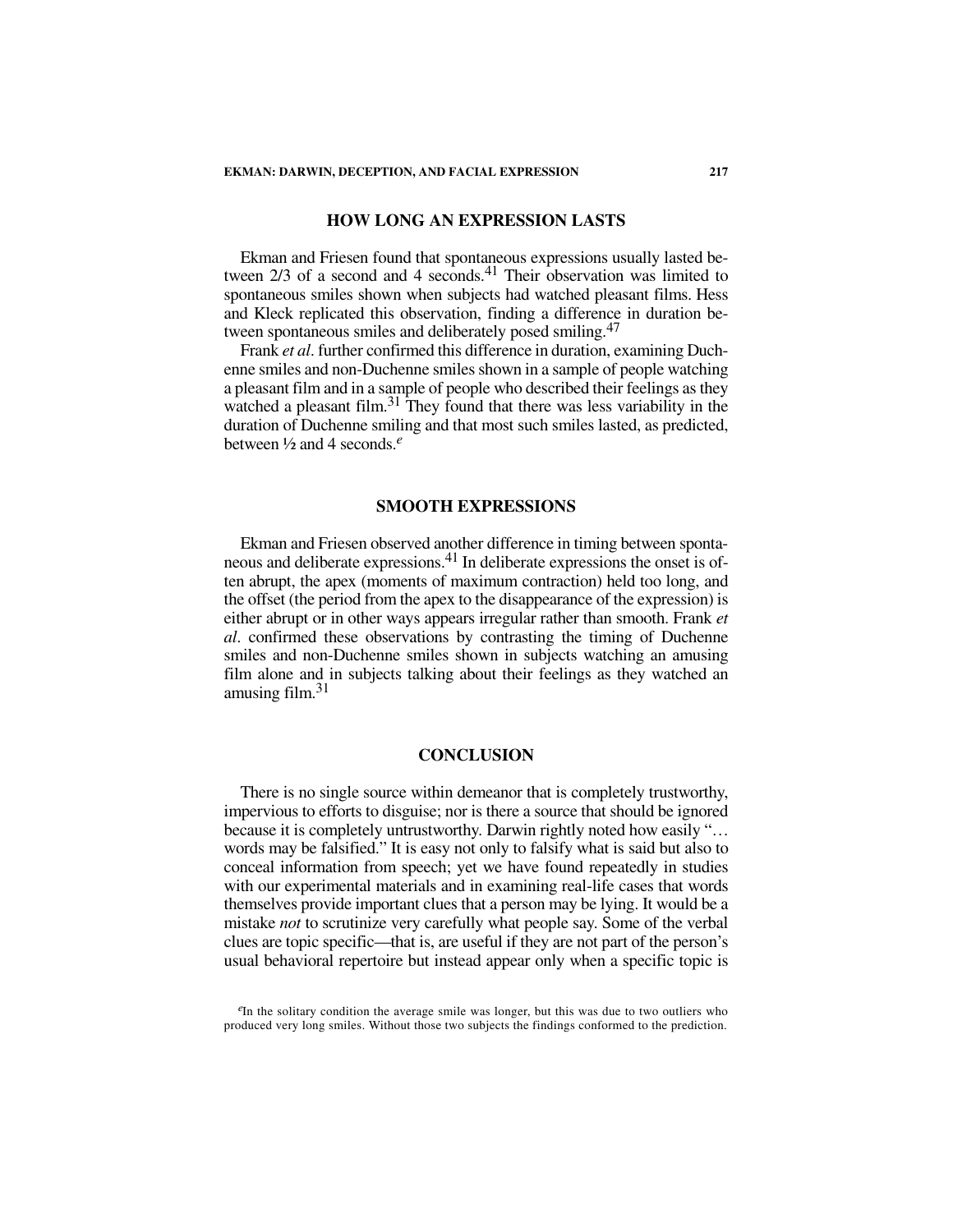## HOW LONG AN EXPRESSION LASTS

Ekman and Friesen found that spontaneous expressions usually lasted between 2/3 of a second and 4 seconds.[41] Their observation was limited to spontaneous smiles shown when subjects had watched pleasant films. Hess and Kleck replicated this observation, finding a difference in duration between spontaneous smiles and deliberately posed smiling.[47]

Frank *et al*. further confirmed this difference in duration, examining Duchenne smiles and non-Duchenne smiles shown in a sample of people watching a pleasant film and in a sample of people who described their feelings as they watched a pleasant film.[31] They found that there was less variability in the duration of Duchenne smiling and that most such smiles lasted, as predicted, between ½ and 4 seconds.[e]

## SMOOTH EXPRESSIONS

Ekman and Friesen observed another difference in timing between spontaneous and deliberate expressions.[41] In deliberate expressions the onset is often abrupt, the apex (moments of maximum contraction) held too long, and the offset (the period from the apex to the disappearance of the expression) is either abrupt or in other ways appears irregular rather than smooth. Frank *et al*. confirmed these observations by contrasting the timing of Duchenne smiles and non-Duchenne smiles shown in subjects watching an amusing film alone and in subjects talking about their feelings as they watched an amusing film.[31]

## CONCLUSION

There is no single source within demeanor that is completely trustworthy, impervious to efforts to disguise; nor is there a source that should be ignored because it is completely untrustworthy. Darwin rightly noted how easily "… words may be falsified." It is easy not only to falsify what is said but also to conceal information from speech; yet we have found repeatedly in studies with our experimental materials and in examining real-life cases that words themselves provide important clues that a person may be lying. It would be a mistake *not* to scrutinize very carefully what people say. Some of the verbal clues are topic specific—that is, are useful if they are not part of the person's usual behavioral repertoire but instead appear only when a specific topic is

[e] In the solitary condition the average smile was longer, but this was due to two outliers who produced very long smiles. Without those two subjects the findings conformed to the prediction.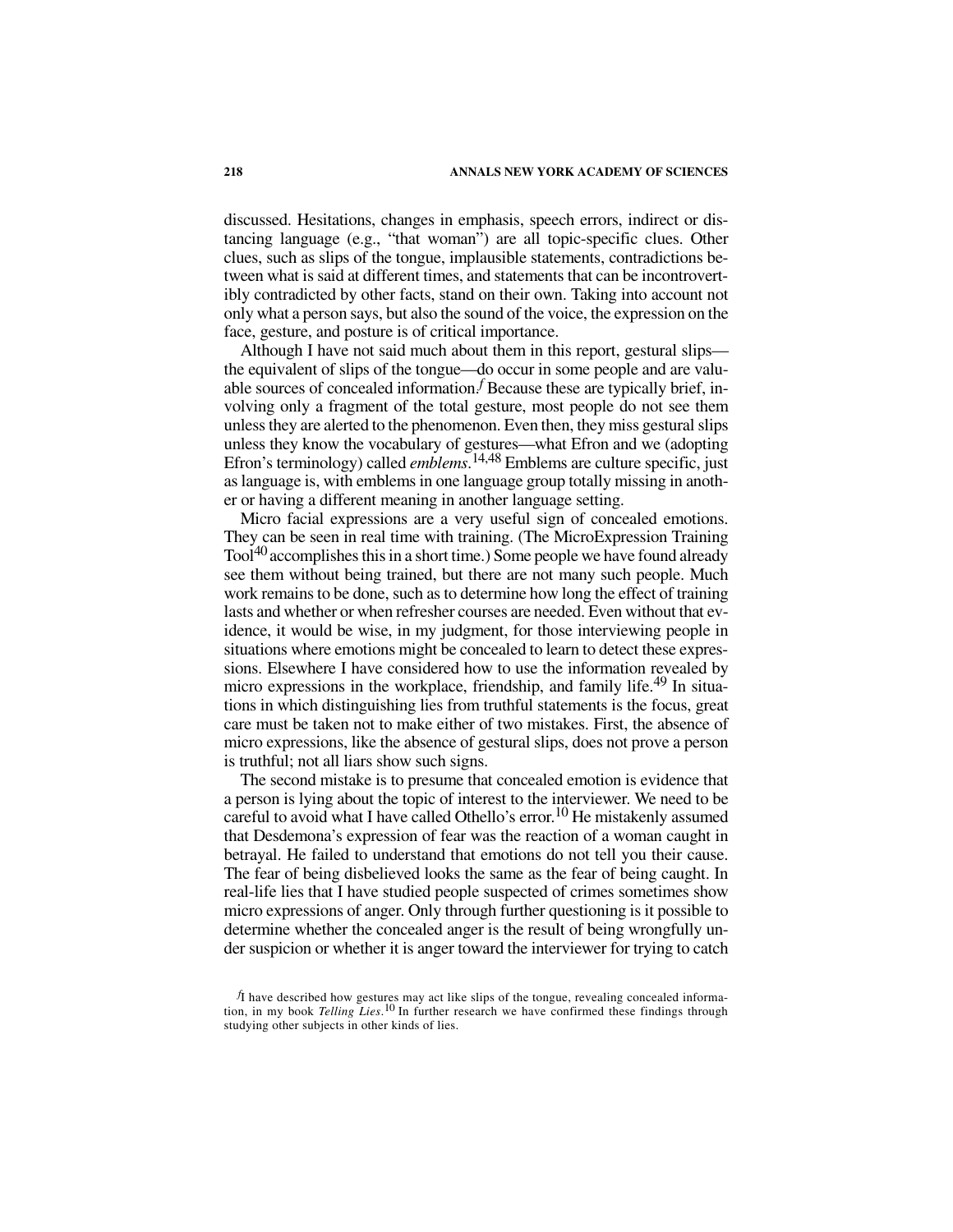discussed. Hesitations, changes in emphasis, speech errors, indirect or distancing language (e.g., "that woman") are all topic-specific clues. Other clues, such as slips of the tongue, implausible statements, contradictions between what is said at different times, and statements that can be incontrovertibly contradicted by other facts, stand on their own. Taking into account not only what a person says, but also the sound of the voice, the expression on the face, gesture, and posture is of critical importance.

Although I have not said much about them in this report, gestural slips—the equivalent of slips of the tongue—do occur in some people and are valuable sources of concealed information.[f] Because these are typically brief, involving only a fragment of the total gesture, most people do not see them unless they are alerted to the phenomenon. Even then, they miss gestural slips unless they know the vocabulary of gestures—what Efron and we (adopting Efron's terminology) called *emblems*.[14,48] Emblems are culture specific, just as language is, with emblems in one language group totally missing in another or having a different meaning in another language setting.

Micro facial expressions are a very useful sign of concealed emotions. They can be seen in real time with training. (The MicroExpression Training Tool[40] accomplishes this in a short time.) Some people we have found already see them without being trained, but there are not many such people. Much work remains to be done, such as to determine how long the effect of training lasts and whether or when refresher courses are needed. Even without that evidence, it would be wise, in my judgment, for those interviewing people in situations where emotions might be concealed to learn to detect these expressions. Elsewhere I have considered how to use the information revealed by micro expressions in the workplace, friendship, and family life.[49] In situations in which distinguishing lies from truthful statements is the focus, great care must be taken not to make either of two mistakes. First, the absence of micro expressions, like the absence of gestural slips, does not prove a person is truthful; not all liars show such signs.

The second mistake is to presume that concealed emotion is evidence that a person is lying about the topic of interest to the interviewer. We need to be careful to avoid what I have called Othello's error.[10] He mistakenly assumed that Desdemona's expression of fear was the reaction of a woman caught in betrayal. He failed to understand that emotions do not tell you their cause. The fear of being disbelieved looks the same as the fear of being caught. In real-life lies that I have studied people suspected of crimes sometimes show micro expressions of anger. Only through further questioning is it possible to determine whether the concealed anger is the result of being wrongfully under suspicion or whether it is anger toward the interviewer for trying to catch

[f] I have described how gestures may act like slips of the tongue, revealing concealed information, in my book *Telling Lies*.[10] In further research we have confirmed these findings through studying other subjects in other kinds of lies.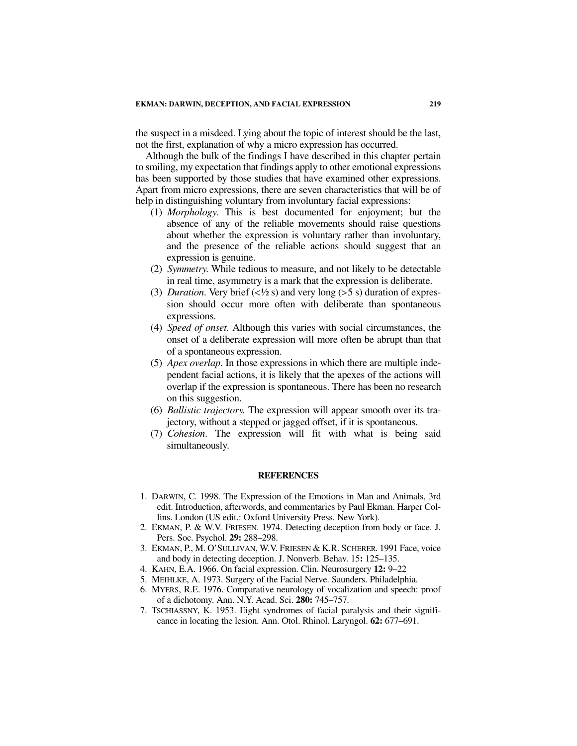the suspect in a misdeed. Lying about the topic of interest should be the last, not the first, explanation of why a micro expression has occurred.

Although the bulk of the findings I have described in this chapter pertain to smiling, my expectation that findings apply to other emotional expressions has been supported by those studies that have examined other expressions. Apart from micro expressions, there are seven characteristics that will be of help in distinguishing voluntary from involuntary facial expressions:

(1) *Morphology.* This is best documented for enjoyment; but the absence of any of the reliable movements should raise questions about whether the expression is voluntary rather than involuntary, and the presence of the reliable actions should suggest that an expression is genuine.

(2) *Symmetry.* While tedious to measure, and not likely to be detectable in real time, asymmetry is a mark that the expression is deliberate.

(3) *Duration.* Very brief (<½ s) and very long (>5 s) duration of expression should occur more often with deliberate than spontaneous expressions.

(4) *Speed of onset.* Although this varies with social circumstances, the onset of a deliberate expression will more often be abrupt than that of a spontaneous expression.

(5) *Apex overlap.* In those expressions in which there are multiple independent facial actions, it is likely that the apexes of the actions will overlap if the expression is spontaneous. There has been no research on this suggestion.

(6) *Ballistic trajectory.* The expression will appear smooth over its trajectory, without a stepped or jagged offset, if it is spontaneous.

(7) *Cohesion.* The expression will fit with what is being said simultaneously.

## REFERENCES

1. DARWIN, C. 1998. The Expression of the Emotions in Man and Animals, 3rd edit. Introduction, afterwords, and commentaries by Paul Ekman. Harper Collins. London (US edit.: Oxford University Press. New York).
2. EKMAN, P. & W.V. FRIESEN. 1974. Detecting deception from body or face. J. Pers. Soc. Psychol. **29:** 288–298.
3. EKMAN, P., M. O'SULLIVAN, W.V. FRIESEN & K.R. SCHERER. 1991 Face, voice and body in detecting deception. J. Nonverb. Behav. 15**:** 125–135.
4. KAHN, E.A. 1966. On facial expression. Clin. Neurosurgery **12:** 9–22
5. MEIHLKE, A. 1973. Surgery of the Facial Nerve. Saunders. Philadelphia.
6. MYERS, R.E. 1976. Comparative neurology of vocalization and speech: proof of a dichotomy. Ann. N.Y. Acad. Sci. **280:** 745–757.
7. TSCHIASSNY, K. 1953. Eight syndromes of facial paralysis and their significance in locating the lesion. Ann. Otol. Rhinol. Laryngol. **62:** 677–691.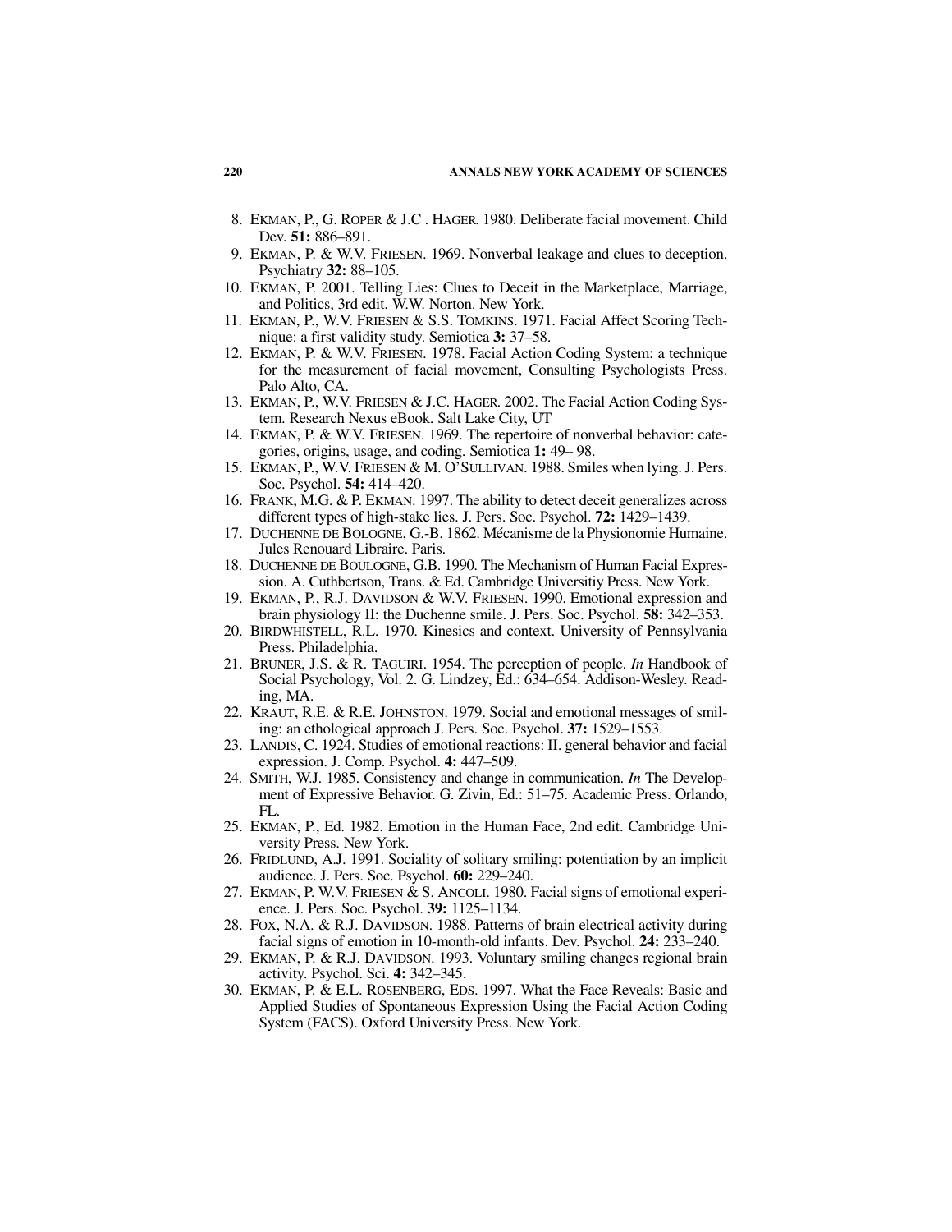8. EKMAN, P., G. ROPER & J.C . HAGER. 1980. Deliberate facial movement. Child Dev. **51:** 886–891.
9. EKMAN, P. & W.V. FRIESEN. 1969. Nonverbal leakage and clues to deception. Psychiatry **32:** 88–105.
10. EKMAN, P. 2001. Telling Lies: Clues to Deceit in the Marketplace, Marriage, and Politics, 3rd edit. W.W. Norton. New York.
11. EKMAN, P., W.V. FRIESEN & S.S. TOMKINS. 1971. Facial Affect Scoring Technique: a first validity study. Semiotica **3:** 37–58.
12. EKMAN, P. & W.V. FRIESEN. 1978. Facial Action Coding System: a technique for the measurement of facial movement, Consulting Psychologists Press. Palo Alto, CA.
13. EKMAN, P., W.V. FRIESEN & J.C. HAGER. 2002. The Facial Action Coding System. Research Nexus eBook. Salt Lake City, UT
14. EKMAN, P. & W.V. FRIESEN. 1969. The repertoire of nonverbal behavior: categories, origins, usage, and coding. Semiotica **1:** 49– 98.
15. EKMAN, P., W.V. FRIESEN & M. O'SULLIVAN. 1988. Smiles when lying. J. Pers. Soc. Psychol. **54:** 414–420.
16. FRANK, M.G. & P. EKMAN. 1997. The ability to detect deceit generalizes across different types of high-stake lies. J. Pers. Soc. Psychol. **72:** 1429–1439.
17. DUCHENNE DE BOLOGNE, G.-B. 1862. Mécanisme de la Physionomie Humaine. Jules Renouard Libraire. Paris.
18. DUCHENNE DE BOULOGNE, G.B. 1990. The Mechanism of Human Facial Expression. A. Cuthbertson, Trans. & Ed. Cambridge Universitiy Press. New York.
19. EKMAN, P., R.J. DAVIDSON & W.V. FRIESEN. 1990. Emotional expression and brain physiology II: the Duchenne smile. J. Pers. Soc. Psychol. **58:** 342–353.
20. BIRDWHISTELL, R.L. 1970. Kinesics and context. University of Pennsylvania Press. Philadelphia.
21. BRUNER, J.S. & R. TAGUIRI. 1954. The perception of people. *In* Handbook of Social Psychology, Vol. 2. G. Lindzey, Ed.: 634–654. Addison-Wesley. Reading, MA.
22. KRAUT, R.E. & R.E. JOHNSTON. 1979. Social and emotional messages of smiling: an ethological approach J. Pers. Soc. Psychol. **37:** 1529–1553.
23. LANDIS, C. 1924. Studies of emotional reactions: II. general behavior and facial expression. J. Comp. Psychol. **4:** 447–509.
24. SMITH, W.J. 1985. Consistency and change in communication. *In* The Development of Expressive Behavior. G. Zivin, Ed.: 51–75. Academic Press. Orlando, FL.
25. EKMAN, P., Ed. 1982. Emotion in the Human Face, 2nd edit. Cambridge University Press. New York.
26. FRIDLUND, A.J. 1991. Sociality of solitary smiling: potentiation by an implicit audience. J. Pers. Soc. Psychol. **60:** 229–240.
27. EKMAN, P. W.V. FRIESEN & S. ANCOLI. 1980. Facial signs of emotional experience. J. Pers. Soc. Psychol. **39:** 1125–1134.
28. FOX, N.A. & R.J. DAVIDSON. 1988. Patterns of brain electrical activity during facial signs of emotion in 10-month-old infants. Dev. Psychol. **24:** 233–240.
29. EKMAN, P. & R.J. DAVIDSON. 1993. Voluntary smiling changes regional brain activity. Psychol. Sci. **4:** 342–345.
30. EKMAN, P. & E.L. ROSENBERG, EDS. 1997. What the Face Reveals: Basic and Applied Studies of Spontaneous Expression Using the Facial Action Coding System (FACS). Oxford University Press. New York.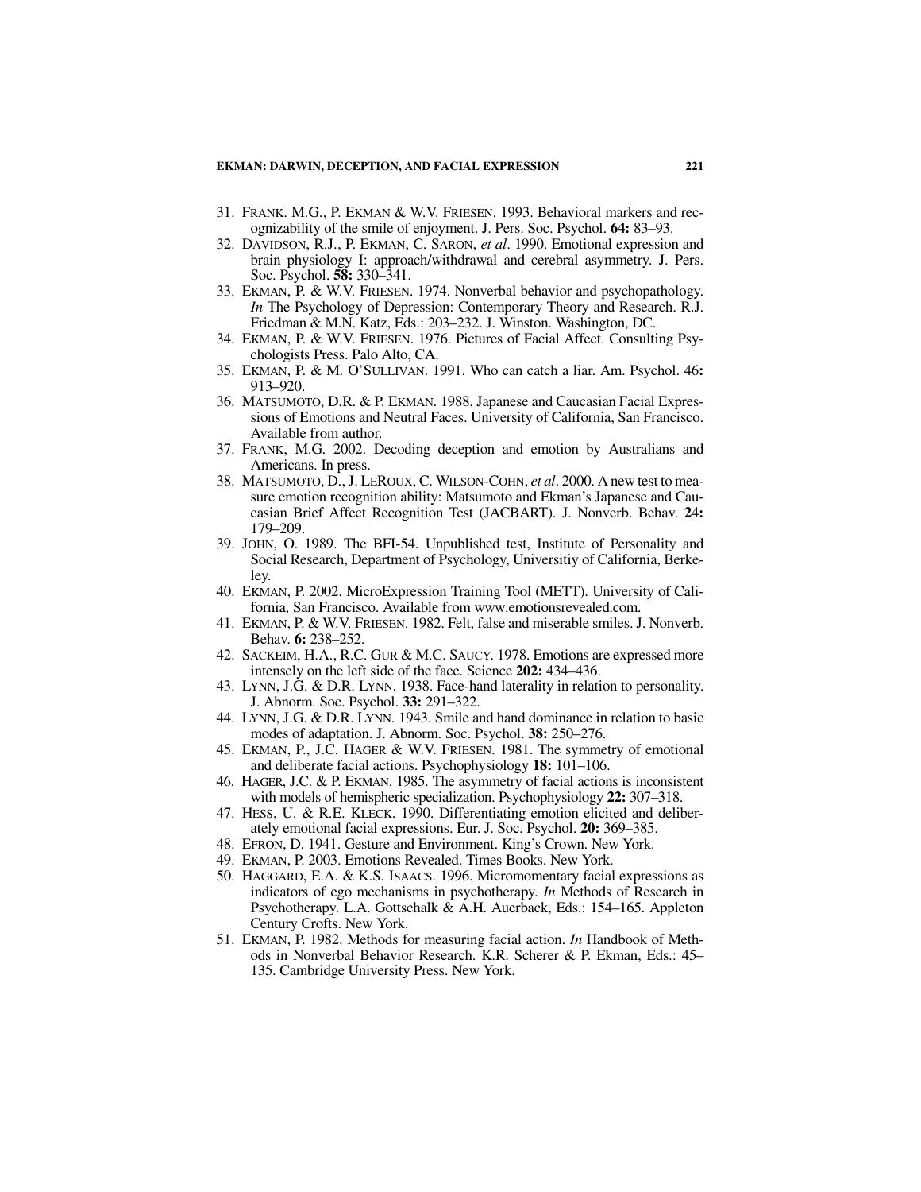31. FRANK. M.G., P. EKMAN & W.V. FRIESEN. 1993. Behavioral markers and recognizability of the smile of enjoyment. J. Pers. Soc. Psychol. **64:** 83–93.
32. DAVIDSON, R.J., P. EKMAN, C. SARON, *et al*. 1990. Emotional expression and brain physiology I: approach/withdrawal and cerebral asymmetry. J. Pers. Soc. Psychol. **58:** 330–341.
33. EKMAN, P. & W.V. FRIESEN. 1974. Nonverbal behavior and psychopathology. *In* The Psychology of Depression: Contemporary Theory and Research. R.J. Friedman & M.N. Katz, Eds.: 203–232. J. Winston. Washington, DC.
34. EKMAN, P. & W.V. FRIESEN. 1976. Pictures of Facial Affect. Consulting Psychologists Press. Palo Alto, CA.
35. EKMAN, P. & M. O'SULLIVAN. 1991. Who can catch a liar. Am. Psychol. 46**:** 913–920.
36. MATSUMOTO, D.R. & P. EKMAN. 1988. Japanese and Caucasian Facial Expressions of Emotions and Neutral Faces. University of California, San Francisco. Available from author.
37. FRANK, M.G. 2002. Decoding deception and emotion by Australians and Americans. In press.
38. MATSUMOTO, D., J. LEROUX, C. WILSON-COHN, *et al*. 2000. A new test to measure emotion recognition ability: Matsumoto and Ekman's Japanese and Caucasian Brief Affect Recognition Test (JACBART). J. Nonverb. Behav. **2**4**:** 179–209.
39. JOHN, O. 1989. The BFI-54. Unpublished test, Institute of Personality and Social Research, Department of Psychology, Universitiy of California, Berkeley.
40. EKMAN, P. 2002. MicroExpression Training Tool (METT). University of California, San Francisco. Available from www.emotionsrevealed.com.
41. EKMAN, P. & W.V. FRIESEN. 1982. Felt, false and miserable smiles. J. Nonverb. Behav. **6:** 238–252.
42. SACKEIM, H.A., R.C. GUR & M.C. SAUCY. 1978. Emotions are expressed more intensely on the left side of the face. Science **202:** 434–436.
43. LYNN, J.G. & D.R. LYNN. 1938. Face-hand laterality in relation to personality. J. Abnorm. Soc. Psychol. **33:** 291–322.
44. LYNN, J.G. & D.R. LYNN. 1943. Smile and hand dominance in relation to basic modes of adaptation. J. Abnorm. Soc. Psychol. **38:** 250–276.
45. EKMAN, P., J.C. HAGER & W.V. FRIESEN. 1981. The symmetry of emotional and deliberate facial actions. Psychophysiology **18:** 101–106.
46. HAGER, J.C. & P. EKMAN. 1985. The asymmetry of facial actions is inconsistent with models of hemispheric specialization. Psychophysiology **22:** 307–318.
47. HESS, U. & R.E. KLECK. 1990. Differentiating emotion elicited and deliberately emotional facial expressions. Eur. J. Soc. Psychol. **20:** 369–385.
48. EFRON, D. 1941. Gesture and Environment. King's Crown. New York.
49. EKMAN, P. 2003. Emotions Revealed. Times Books. New York.
50. HAGGARD, E.A. & K.S. ISAACS. 1996. Micromomentary facial expressions as indicators of ego mechanisms in psychotherapy. *In* Methods of Research in Psychotherapy. L.A. Gottschalk & A.H. Auerback, Eds.: 154–165. Appleton Century Crofts. New York.
51. EKMAN, P. 1982. Methods for measuring facial action. *In* Handbook of Methods in Nonverbal Behavior Research. K.R. Scherer & P. Ekman, Eds.: 45–135. Cambridge University Press. New York.